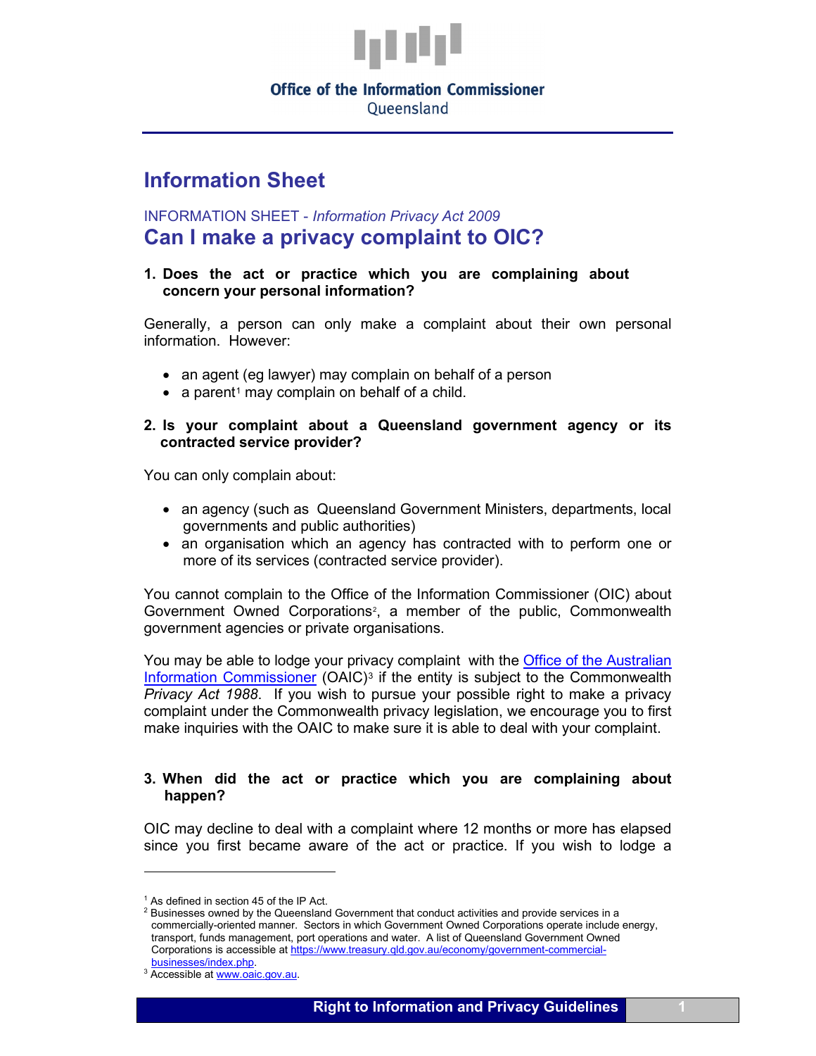Office of the Information Commissioner
Queensland

# Information Sheet

INFORMATION SHEET - *Information Privacy Act 2009*

## Can I make a privacy complaint to OIC?

### 1. Does the act or practice which you are complaining about concern your personal information?

Generally, a person can only make a complaint about their own personal information. However:

- an agent (eg lawyer) may complain on behalf of a person
- a parent[1] may complain on behalf of a child.

### 2. Is your complaint about a Queensland government agency or its contracted service provider?

You can only complain about:

- an agency (such as Queensland Government Ministers, departments, local governments and public authorities)
- an organisation which an agency has contracted with to perform one or more of its services (contracted service provider).

You cannot complain to the Office of the Information Commissioner (OIC) about Government Owned Corporations[2], a member of the public, Commonwealth government agencies or private organisations.

You may be able to lodge your privacy complaint with the Office of the Australian Information Commissioner (OAIC)[3] if the entity is subject to the Commonwealth *Privacy Act 1988*. If you wish to pursue your possible right to make a privacy complaint under the Commonwealth privacy legislation, we encourage you to first make inquiries with the OAIC to make sure it is able to deal with your complaint.

### 3. When did the act or practice which you are complaining about happen?

OIC may decline to deal with a complaint where 12 months or more has elapsed since you first became aware of the act or practice. If you wish to lodge a

---

[1] As defined in section 45 of the IP Act.

[2] Businesses owned by the Queensland Government that conduct activities and provide services in a commercially-oriented manner. Sectors in which Government Owned Corporations operate include energy, transport, funds management, port operations and water. A list of Queensland Government Owned Corporations is accessible at https://www.treasury.qld.gov.au/economy/government-commercial-businesses/index.php.

[3] Accessible at www.oaic.gov.au.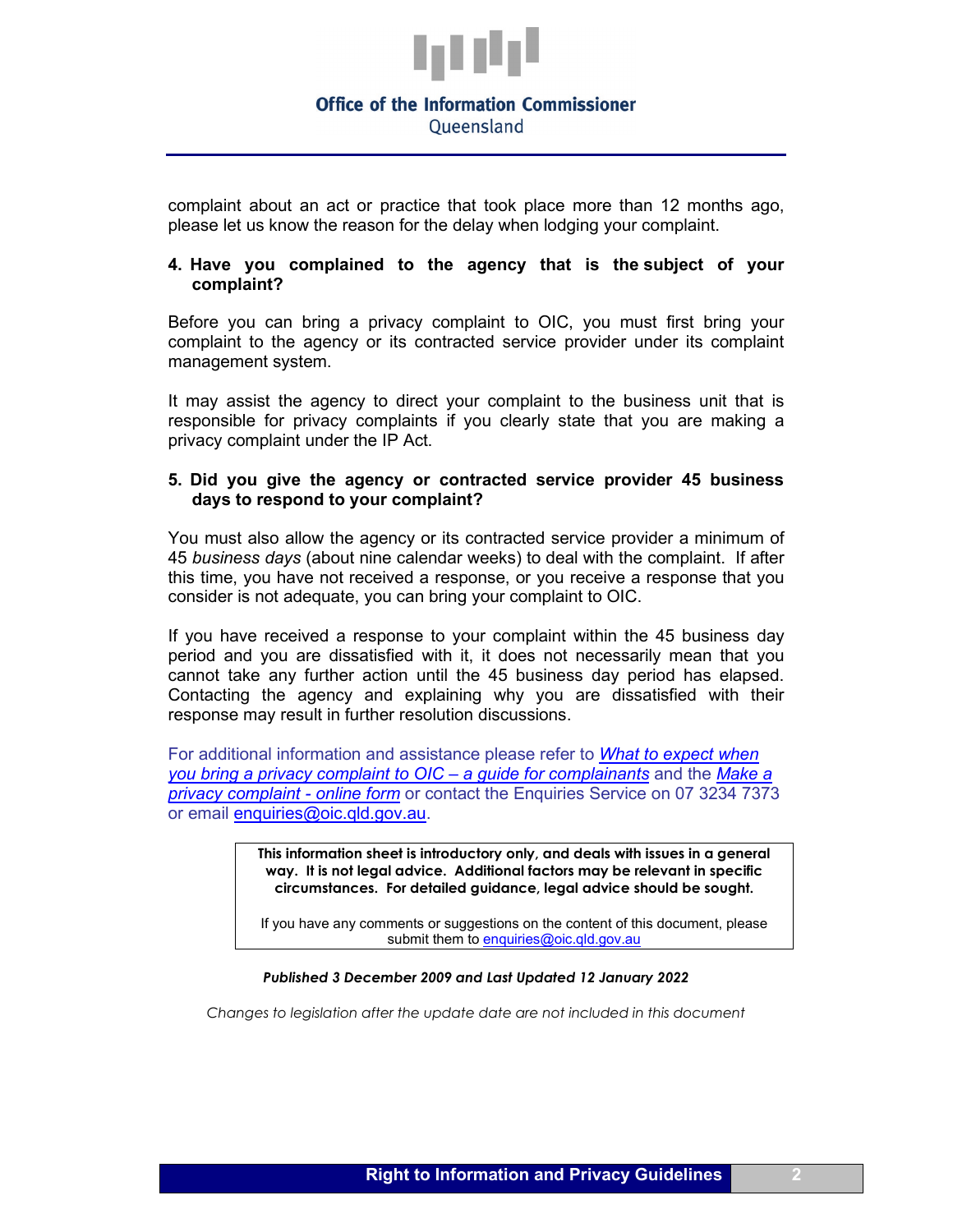complaint about an act or practice that took place more than 12 months ago, please let us know the reason for the delay when lodging your complaint.

**4. Have you complained to the agency that is the subject of your complaint?**

Before you can bring a privacy complaint to OIC, you must first bring your complaint to the agency or its contracted service provider under its complaint management system.

It may assist the agency to direct your complaint to the business unit that is responsible for privacy complaints if you clearly state that you are making a privacy complaint under the IP Act.

**5. Did you give the agency or contracted service provider 45 business days to respond to your complaint?**

You must also allow the agency or its contracted service provider a minimum of 45 *business days* (about nine calendar weeks) to deal with the complaint. If after this time, you have not received a response, or you receive a response that you consider is not adequate, you can bring your complaint to OIC.

If you have received a response to your complaint within the 45 business day period and you are dissatisfied with it, it does not necessarily mean that you cannot take any further action until the 45 business day period has elapsed. Contacting the agency and explaining why you are dissatisfied with their response may result in further resolution discussions.

For additional information and assistance please refer to *What to expect when you bring a privacy complaint to OIC – a guide for complainants* and the *Make a privacy complaint - online form* or contact the Enquiries Service on 07 3234 7373 or email enquiries@oic.qld.gov.au.

**This information sheet is introductory only, and deals with issues in a general way. It is not legal advice. Additional factors may be relevant in specific circumstances. For detailed guidance, legal advice should be sought.**

If you have any comments or suggestions on the content of this document, please submit them to enquiries@oic.qld.gov.au

***Published 3 December 2009 and Last Updated 12 January 2022***

*Changes to legislation after the update date are not included in this document*